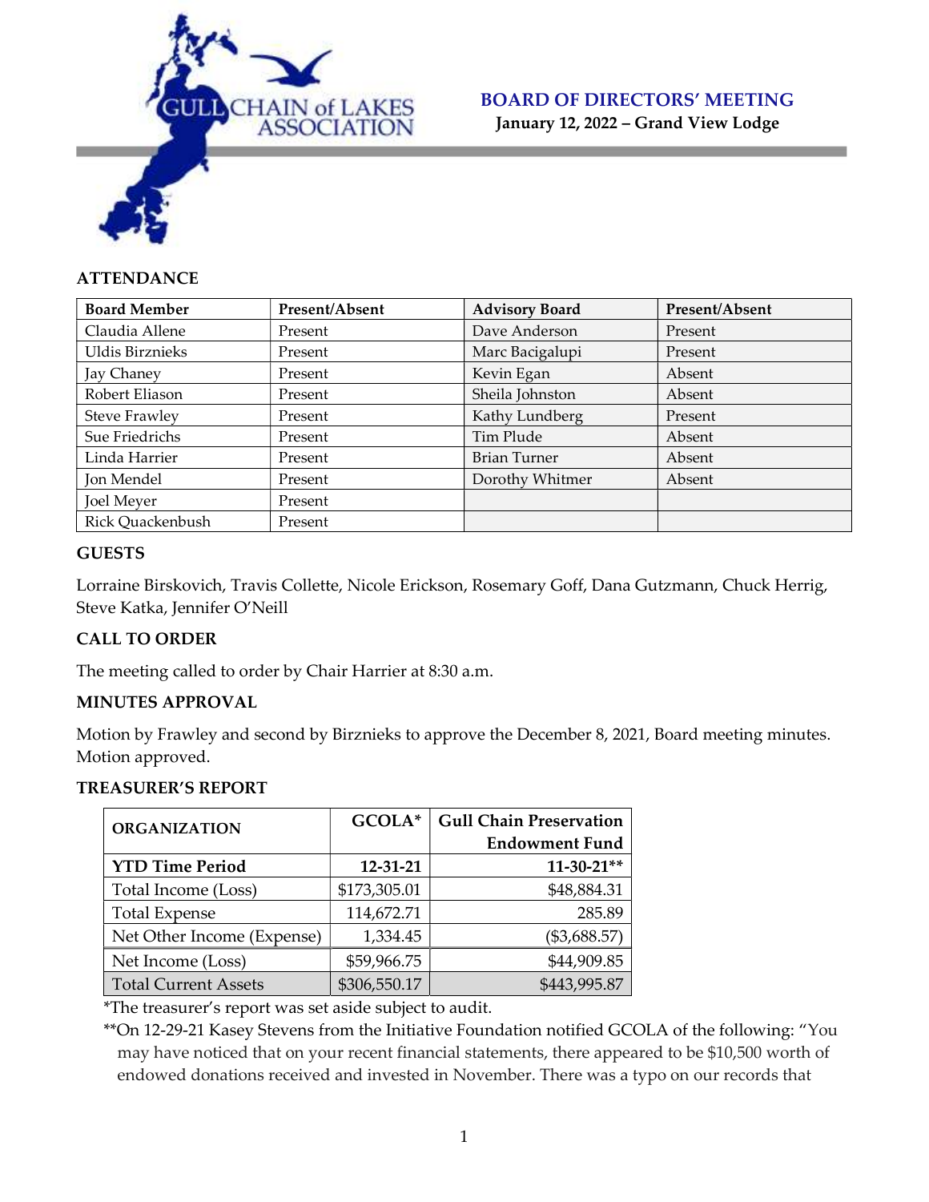# BOARD OF DIRECTORS' MEETING

**January 12, 2022 – Grand View Lodge**

## ATTENDANCE

| Board Member | Present/Absent | Advisory Board | Present/Absent |
|---|---|---|---|
| Claudia Allene | Present | Dave Anderson | Present |
| Uldis Birznieks | Present | Marc Bacigalupi | Present |
| Jay Chaney | Present | Kevin Egan | Absent |
| Robert Eliason | Present | Sheila Johnston | Absent |
| Steve Frawley | Present | Kathy Lundberg | Present |
| Sue Friedrichs | Present | Tim Plude | Absent |
| Linda Harrier | Present | Brian Turner | Absent |
| Jon Mendel | Present | Dorothy Whitmer | Absent |
| Joel Meyer | Present | | |
| Rick Quackenbush | Present | | |

## GUESTS

Lorraine Birskovich, Travis Collette, Nicole Erickson, Rosemary Goff, Dana Gutzmann, Chuck Herrig, Steve Katka, Jennifer O'Neill

## CALL TO ORDER

The meeting called to order by Chair Harrier at 8:30 a.m.

## MINUTES APPROVAL

Motion by Frawley and second by Birznieks to approve the December 8, 2021, Board meeting minutes. Motion approved.

## TREASURER'S REPORT

| ORGANIZATION | GCOLA* | Gull Chain Preservation Endowment Fund |
|---|---|---|
| **YTD Time Period** | **12-31-21** | **11-30-21**** |
| Total Income (Loss) | $173,305.01 | $48,884.31 |
| Total Expense | 114,672.71 | 285.89 |
| Net Other Income (Expense) | 1,334.45 | ($3,688.57) |
| Net Income (Loss) | $59,966.75 | $44,909.85 |
| Total Current Assets | $306,550.17 | $443,995.87 |

*The treasurer's report was set aside subject to audit.

**On 12-29-21 Kasey Stevens from the Initiative Foundation notified GCOLA of the following: "You may have noticed that on your recent financial statements, there appeared to be $10,500 worth of endowed donations received and invested in November. There was a typo on our records that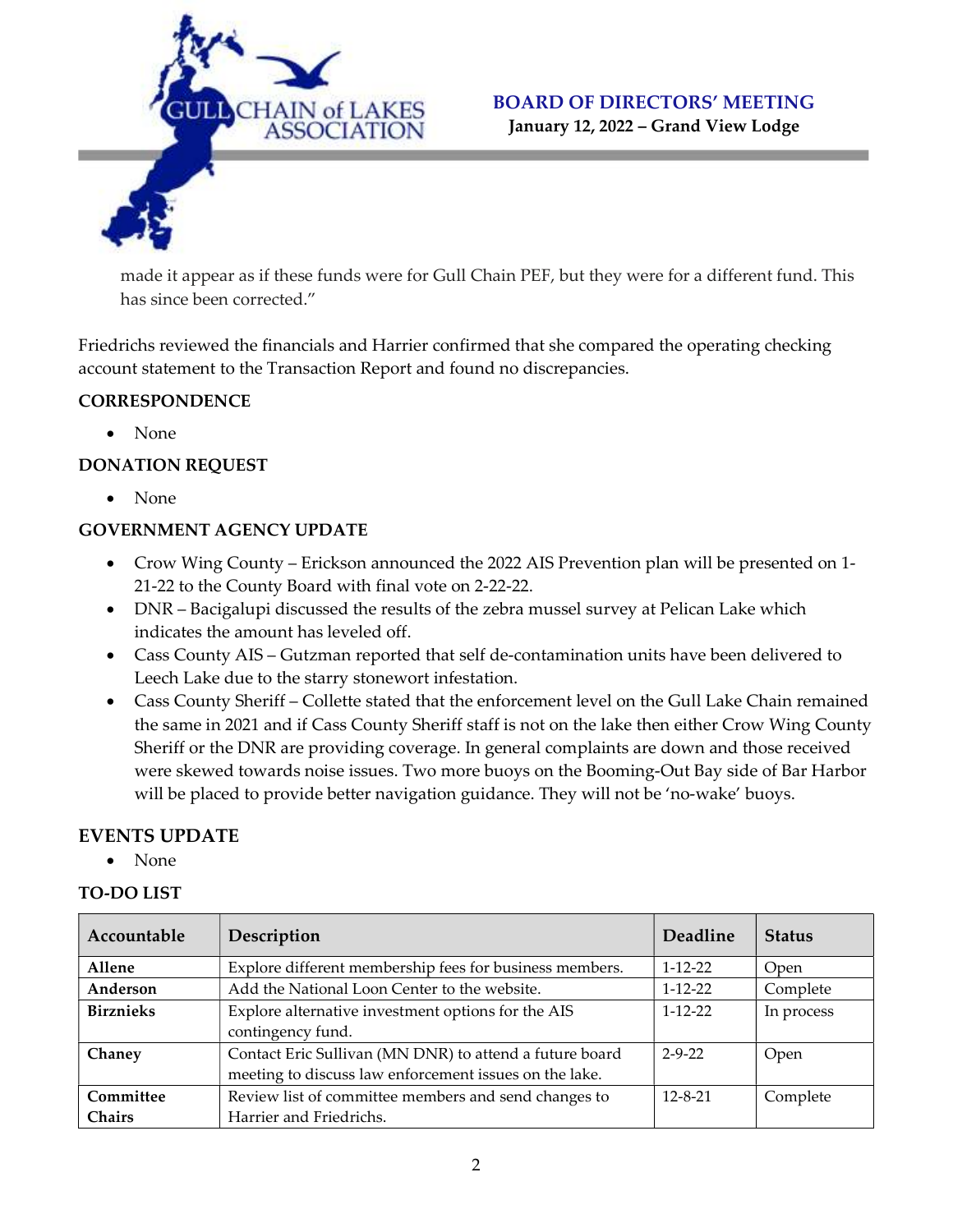made it appear as if these funds were for Gull Chain PEF, but they were for a different fund. This has since been corrected."

Friedrichs reviewed the financials and Harrier confirmed that she compared the operating checking account statement to the Transaction Report and found no discrepancies.

## CORRESPONDENCE

- None

## DONATION REQUEST

- None

## GOVERNMENT AGENCY UPDATE

- Crow Wing County – Erickson announced the 2022 AIS Prevention plan will be presented on 1-21-22 to the County Board with final vote on 2-22-22.
- DNR – Bacigalupi discussed the results of the zebra mussel survey at Pelican Lake which indicates the amount has leveled off.
- Cass County AIS – Gutzman reported that self de-contamination units have been delivered to Leech Lake due to the starry stonewort infestation.
- Cass County Sheriff – Collette stated that the enforcement level on the Gull Lake Chain remained the same in 2021 and if Cass County Sheriff staff is not on the lake then either Crow Wing County Sheriff or the DNR are providing coverage. In general complaints are down and those received were skewed towards noise issues. Two more buoys on the Booming-Out Bay side of Bar Harbor will be placed to provide better navigation guidance. They will not be 'no-wake' buoys.

## EVENTS UPDATE

- None

## TO-DO LIST

| Accountable | Description | Deadline | Status |
|---|---|---|---|
| **Allene** | Explore different membership fees for business members. | 1-12-22 | Open |
| **Anderson** | Add the National Loon Center to the website. | 1-12-22 | Complete |
| **Birznieks** | Explore alternative investment options for the AIS contingency fund. | 1-12-22 | In process |
| **Chaney** | Contact Eric Sullivan (MN DNR) to attend a future board meeting to discuss law enforcement issues on the lake. | 2-9-22 | Open |
| **Committee Chairs** | Review list of committee members and send changes to Harrier and Friedrichs. | 12-8-21 | Complete |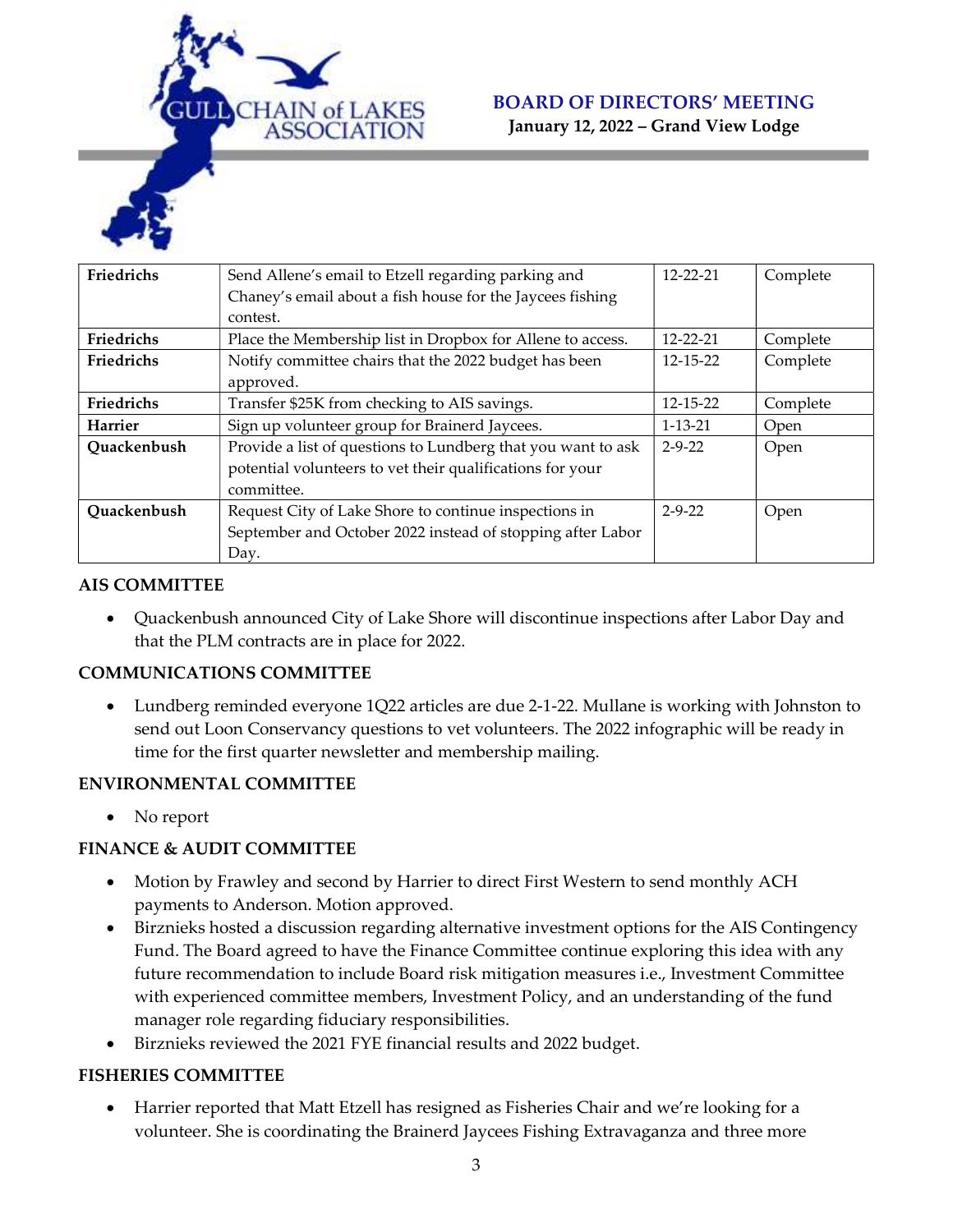| Friedrichs | Send Allene's email to Etzell regarding parking and Chaney's email about a fish house for the Jaycees fishing contest. | 12-22-21 | Complete |
|---|---|---|---|
| **Friedrichs** | Place the Membership list in Dropbox for Allene to access. | 12-22-21 | Complete |
| **Friedrichs** | Notify committee chairs that the 2022 budget has been approved. | 12-15-22 | Complete |
| **Friedrichs** | Transfer $25K from checking to AIS savings. | 12-15-22 | Complete |
| **Harrier** | Sign up volunteer group for Brainerd Jaycees. | 1-13-21 | Open |
| **Quackenbush** | Provide a list of questions to Lundberg that you want to ask potential volunteers to vet their qualifications for your committee. | 2-9-22 | Open |
| **Quackenbush** | Request City of Lake Shore to continue inspections in September and October 2022 instead of stopping after Labor Day. | 2-9-22 | Open |

## AIS COMMITTEE

- Quackenbush announced City of Lake Shore will discontinue inspections after Labor Day and that the PLM contracts are in place for 2022.

## COMMUNICATIONS COMMITTEE

- Lundberg reminded everyone 1Q22 articles are due 2-1-22. Mullane is working with Johnston to send out Loon Conservancy questions to vet volunteers. The 2022 infographic will be ready in time for the first quarter newsletter and membership mailing.

## ENVIRONMENTAL COMMITTEE

- No report

## FINANCE & AUDIT COMMITTEE

- Motion by Frawley and second by Harrier to direct First Western to send monthly ACH payments to Anderson. Motion approved.
- Birznieks hosted a discussion regarding alternative investment options for the AIS Contingency Fund. The Board agreed to have the Finance Committee continue exploring this idea with any future recommendation to include Board risk mitigation measures i.e., Investment Committee with experienced committee members, Investment Policy, and an understanding of the fund manager role regarding fiduciary responsibilities.
- Birznieks reviewed the 2021 FYE financial results and 2022 budget.

## FISHERIES COMMITTEE

- Harrier reported that Matt Etzell has resigned as Fisheries Chair and we're looking for a volunteer. She is coordinating the Brainerd Jaycees Fishing Extravaganza and three more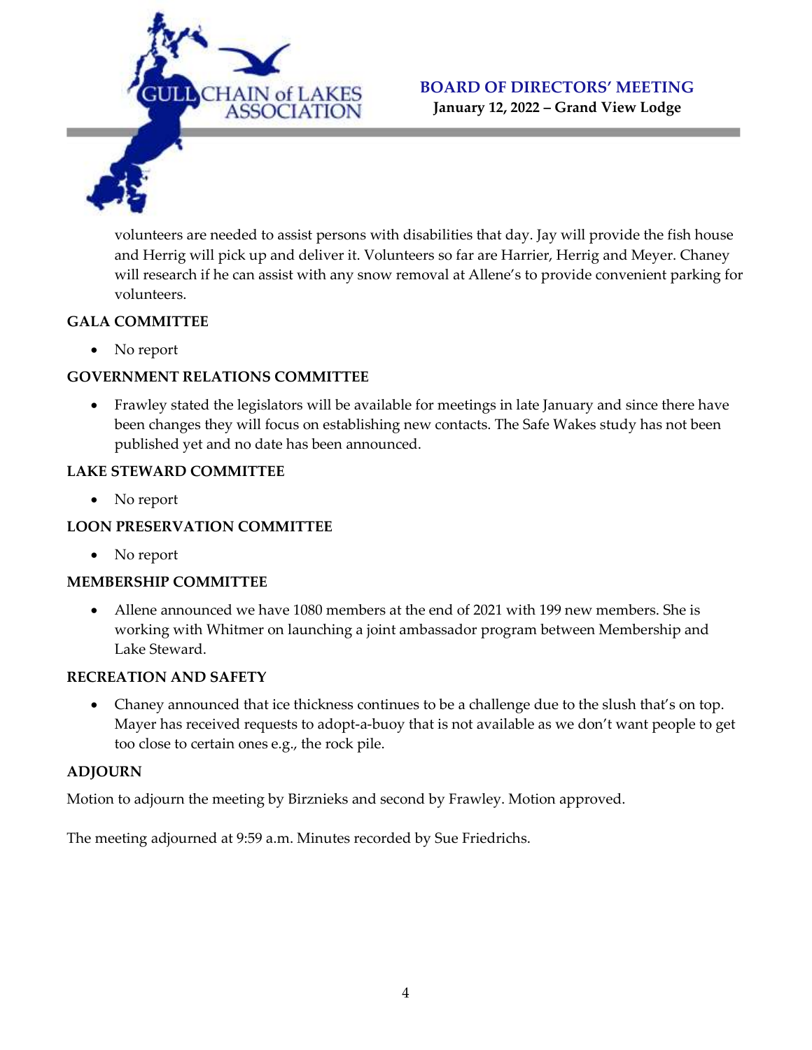volunteers are needed to assist persons with disabilities that day. Jay will provide the fish house and Herrig will pick up and deliver it. Volunteers so far are Harrier, Herrig and Meyer. Chaney will research if he can assist with any snow removal at Allene's to provide convenient parking for volunteers.

**GALA COMMITTEE**

- No report

**GOVERNMENT RELATIONS COMMITTEE**

- Frawley stated the legislators will be available for meetings in late January and since there have been changes they will focus on establishing new contacts. The Safe Wakes study has not been published yet and no date has been announced.

**LAKE STEWARD COMMITTEE**

- No report

**LOON PRESERVATION COMMITTEE**

- No report

**MEMBERSHIP COMMITTEE**

- Allene announced we have 1080 members at the end of 2021 with 199 new members. She is working with Whitmer on launching a joint ambassador program between Membership and Lake Steward.

**RECREATION AND SAFETY**

- Chaney announced that ice thickness continues to be a challenge due to the slush that's on top. Mayer has received requests to adopt-a-buoy that is not available as we don't want people to get too close to certain ones e.g., the rock pile.

**ADJOURN**

Motion to adjourn the meeting by Birznieks and second by Frawley. Motion approved.

The meeting adjourned at 9:59 a.m. Minutes recorded by Sue Friedrichs.